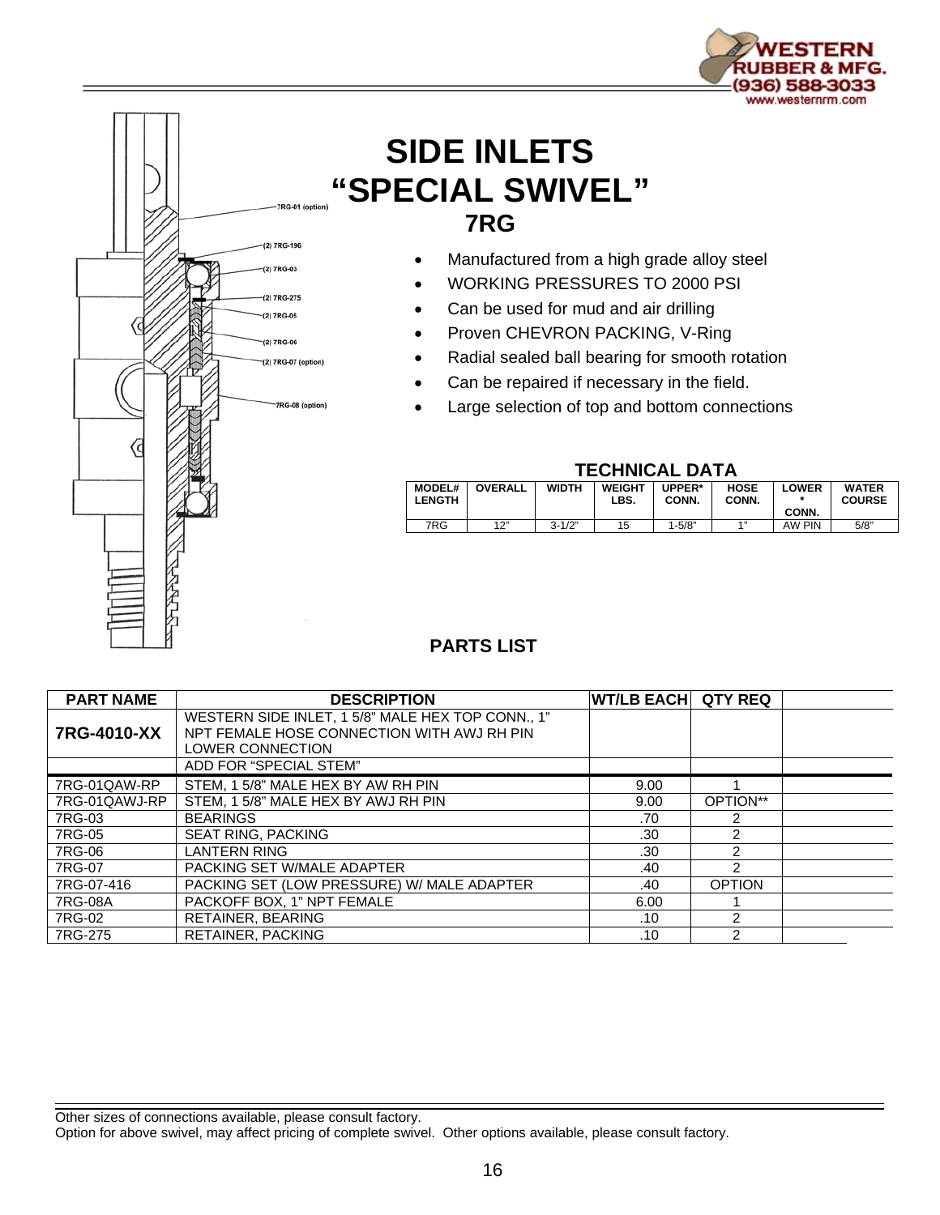WESTERN RUBBER & MFG.
(936) 588-3033
www.westernrm.com

7RG-01 (option)
(2) 7RG-196
(2) 7RG-03
(2) 7RG-275
(2) 7RG-05
(2) 7RG-06
(2) 7RG-07 (option)
7RG-08 (option)

# SIDE INLETS "SPECIAL SWIVEL"

## 7RG

- Manufactured from a high grade alloy steel
- WORKING PRESSURES TO 2000 PSI
- Can be used for mud and air drilling
- Proven CHEVRON PACKING, V-Ring
- Radial sealed ball bearing for smooth rotation
- Can be repaired if necessary in the field.
- Large selection of top and bottom connections

### TECHNICAL DATA

| MODEL# LENGTH | OVERALL | WIDTH | WEIGHT LBS. | UPPER* CONN. | HOSE CONN. | LOWER * CONN. | WATER COURSE |
|---|---|---|---|---|---|---|---|
| 7RG | 12" | 3-1/2" | 15 | 1-5/8" | 1" | AW PIN | 5/8" |

### PARTS LIST

| PART NAME | DESCRIPTION | WT/LB EACH | QTY REQ | |
|---|---|---|---|---|
| **7RG-4010-XX** | WESTERN SIDE INLET, 1 5/8" MALE HEX TOP CONN., 1" NPT FEMALE HOSE CONNECTION WITH AWJ RH PIN LOWER CONNECTION | | | |
| | ADD FOR "SPECIAL STEM" | | | |
| 7RG-01QAW-RP | STEM, 1 5/8" MALE HEX BY AW RH PIN | 9.00 | 1 | |
| 7RG-01QAWJ-RP | STEM, 1 5/8" MALE HEX BY AWJ RH PIN | 9.00 | OPTION** | |
| 7RG-03 | BEARINGS | .70 | 2 | |
| 7RG-05 | SEAT RING, PACKING | .30 | 2 | |
| 7RG-06 | LANTERN RING | .30 | 2 | |
| 7RG-07 | PACKING SET W/MALE ADAPTER | .40 | 2 | |
| 7RG-07-416 | PACKING SET (LOW PRESSURE) W/ MALE ADAPTER | .40 | OPTION | |
| 7RG-08A | PACKOFF BOX, 1" NPT FEMALE | 6.00 | 1 | |
| 7RG-02 | RETAINER, BEARING | .10 | 2 | |
| 7RG-275 | RETAINER, PACKING | .10 | 2 | |

Other sizes of connections available, please consult factory.
Option for above swivel, may affect pricing of complete swivel. Other options available, please consult factory.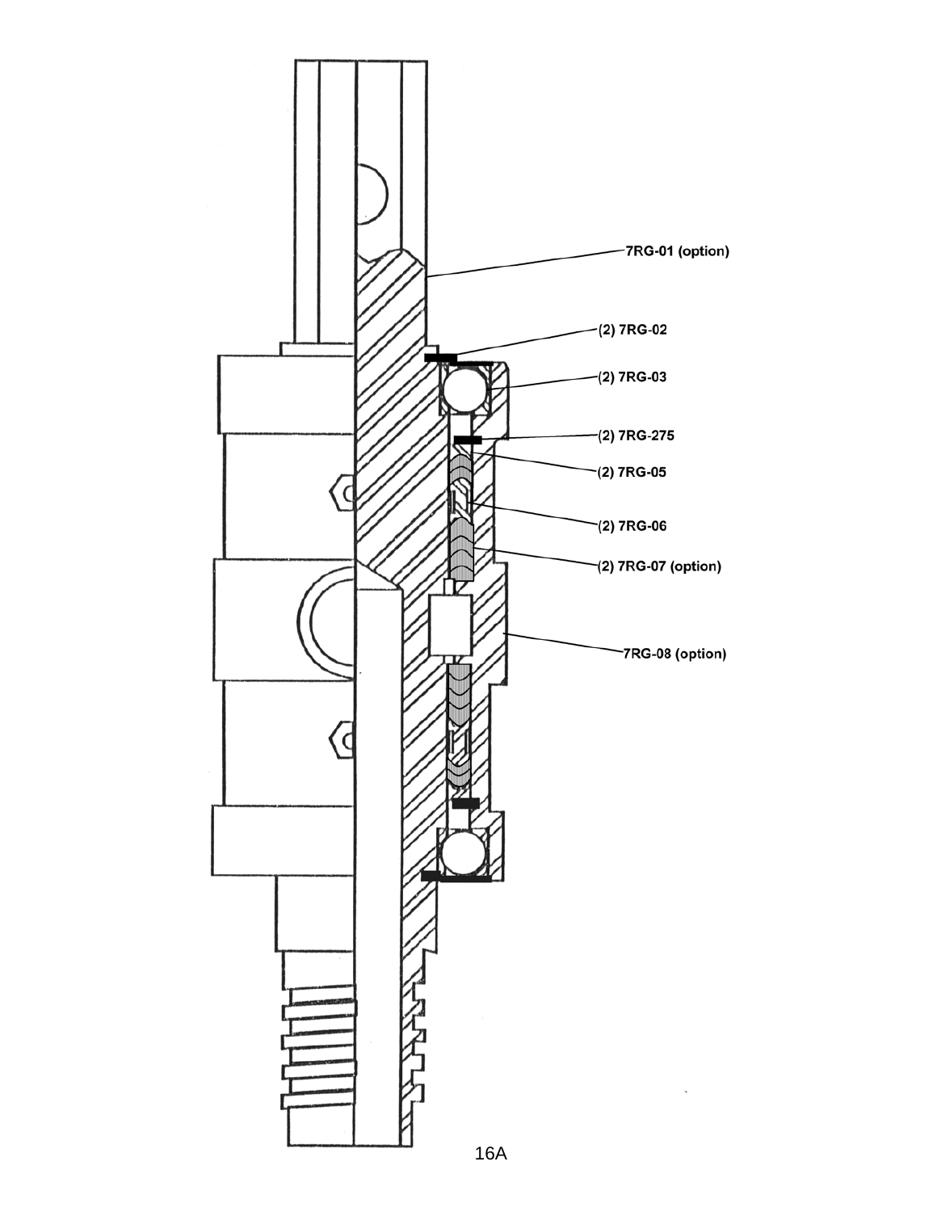7RG-01 (option)

(2) 7RG-02

(2) 7RG-03

(2) 7RG-275

(2) 7RG-05

(2) 7RG-06

(2) 7RG-07 (option)

7RG-08 (option)